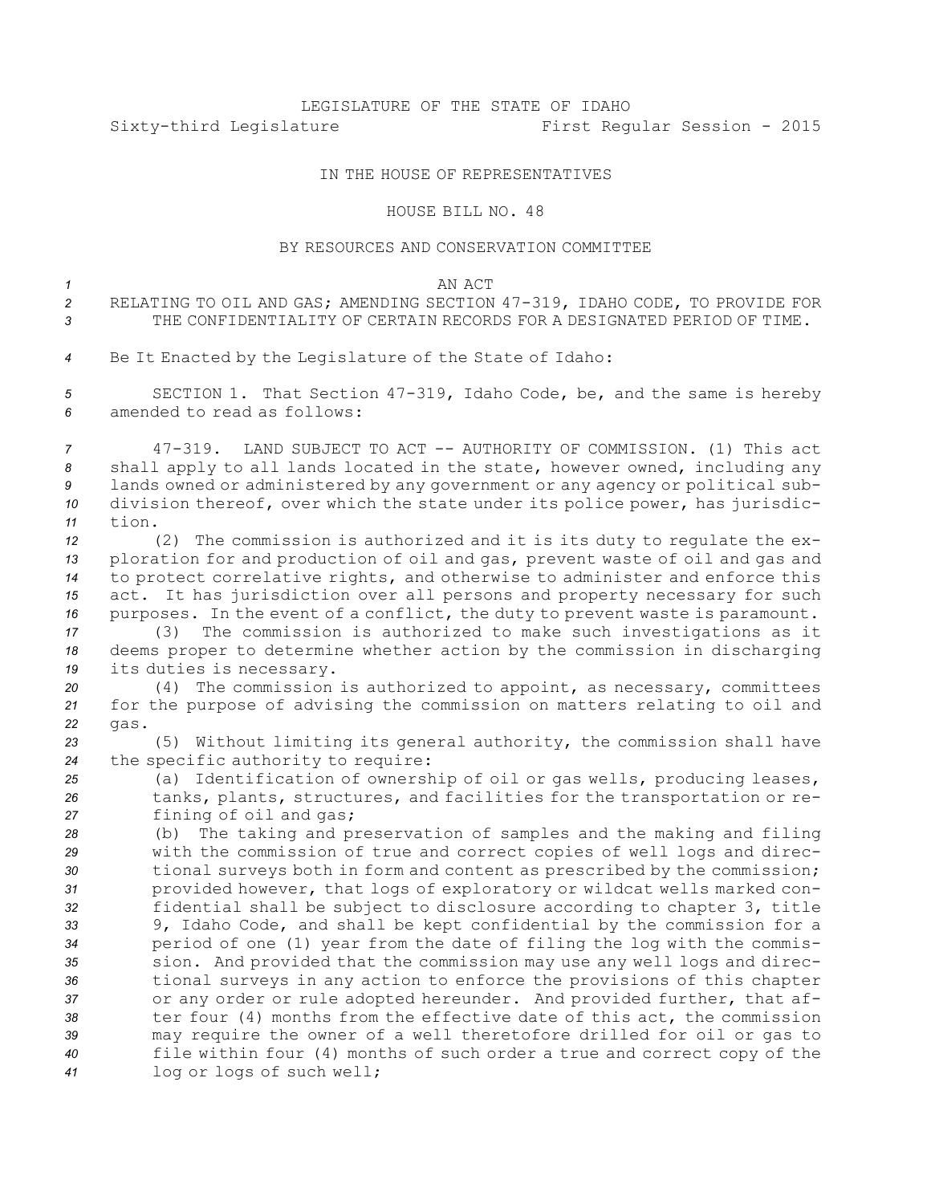LEGISLATURE OF THE STATE OF IDAHO

Sixty-third Legislature First Regular Session - 2015

IN THE HOUSE OF REPRESENTATIVES

HOUSE BILL NO. 48

BY RESOURCES AND CONSERVATION COMMITTEE

AN ACT

RELATING TO OIL AND GAS; AMENDING SECTION 47-319, IDAHO CODE, TO PROVIDE FOR THE CONFIDENTIALITY OF CERTAIN RECORDS FOR A DESIGNATED PERIOD OF TIME.

Be It Enacted by the Legislature of the State of Idaho:

SECTION 1. That Section 47-319, Idaho Code, be, and the same is hereby amended to read as follows:

47-319. LAND SUBJECT TO ACT -- AUTHORITY OF COMMISSION. (1) This act shall apply to all lands located in the state, however owned, including any lands owned or administered by any government or any agency or political subdivision thereof, over which the state under its police power, has jurisdiction.

(2) The commission is authorized and it is its duty to regulate the exploration for and production of oil and gas, prevent waste of oil and gas and to protect correlative rights, and otherwise to administer and enforce this act. It has jurisdiction over all persons and property necessary for such purposes. In the event of a conflict, the duty to prevent waste is paramount.

(3) The commission is authorized to make such investigations as it deems proper to determine whether action by the commission in discharging its duties is necessary.

(4) The commission is authorized to appoint, as necessary, committees for the purpose of advising the commission on matters relating to oil and gas.

(5) Without limiting its general authority, the commission shall have the specific authority to require:

(a) Identification of ownership of oil or gas wells, producing leases, tanks, plants, structures, and facilities for the transportation or refining of oil and gas;

(b) The taking and preservation of samples and the making and filing with the commission of true and correct copies of well logs and directional surveys both in form and content as prescribed by the commission; provided however, that logs of exploratory or wildcat wells marked confidential shall be subject to disclosure according to chapter 3, title 9, Idaho Code, and shall be kept confidential by the commission for a period of one (1) year from the date of filing the log with the commission. And provided that the commission may use any well logs and directional surveys in any action to enforce the provisions of this chapter or any order or rule adopted hereunder. And provided further, that after four (4) months from the effective date of this act, the commission may require the owner of a well theretofore drilled for oil or gas to file within four (4) months of such order a true and correct copy of the log or logs of such well;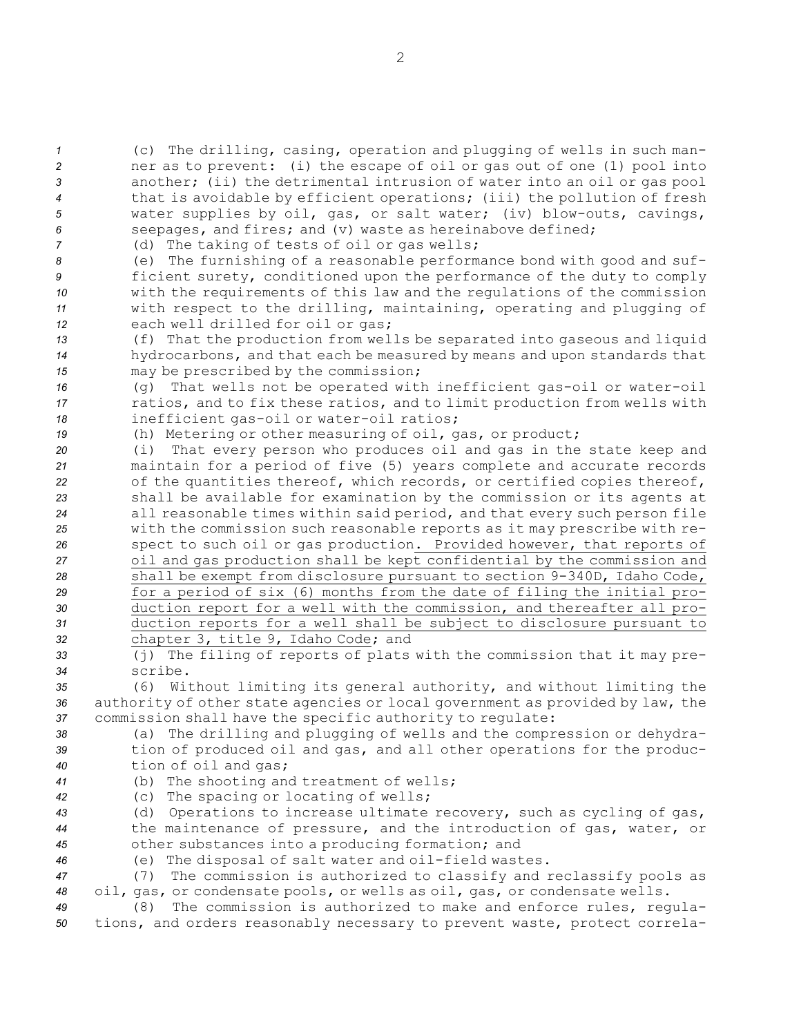(c) The drilling, casing, operation and plugging of wells in such manner as to prevent: (i) the escape of oil or gas out of one (1) pool into another; (ii) the detrimental intrusion of water into an oil or gas pool that is avoidable by efficient operations; (iii) the pollution of fresh water supplies by oil, gas, or salt water; (iv) blow-outs, cavings, seepages, and fires; and (v) waste as hereinabove defined;

(d) The taking of tests of oil or gas wells;

(e) The furnishing of a reasonable performance bond with good and sufficient surety, conditioned upon the performance of the duty to comply with the requirements of this law and the regulations of the commission with respect to the drilling, maintaining, operating and plugging of each well drilled for oil or gas;

(f) That the production from wells be separated into gaseous and liquid hydrocarbons, and that each be measured by means and upon standards that may be prescribed by the commission;

(g) That wells not be operated with inefficient gas-oil or water-oil ratios, and to fix these ratios, and to limit production from wells with inefficient gas-oil or water-oil ratios;

(h) Metering or other measuring of oil, gas, or product;

(i) That every person who produces oil and gas in the state keep and maintain for a period of five (5) years complete and accurate records of the quantities thereof, which records, or certified copies thereof, shall be available for examination by the commission or its agents at all reasonable times within said period, and that every such person file with the commission such reasonable reports as it may prescribe with respect to such oil or gas production<u>. Provided however, that reports of oil and gas production shall be kept confidential by the commission and shall be exempt from disclosure pursuant to section 9-340D, Idaho Code, for a period of six (6) months from the date of filing the initial production report for a well with the commission, and thereafter all production reports for a well shall be subject to disclosure pursuant to chapter 3, title 9, Idaho Code</u>; and

(j) The filing of reports of plats with the commission that it may prescribe.

(6) Without limiting its general authority, and without limiting the authority of other state agencies or local government as provided by law, the commission shall have the specific authority to regulate:

(a) The drilling and plugging of wells and the compression or dehydration of produced oil and gas, and all other operations for the production of oil and gas;

(b) The shooting and treatment of wells;

(c) The spacing or locating of wells;

(d) Operations to increase ultimate recovery, such as cycling of gas, the maintenance of pressure, and the introduction of gas, water, or other substances into a producing formation; and

(e) The disposal of salt water and oil-field wastes.

(7) The commission is authorized to classify and reclassify pools as oil, gas, or condensate pools, or wells as oil, gas, or condensate wells.

(8) The commission is authorized to make and enforce rules, regulations, and orders reasonably necessary to prevent waste, protect correla-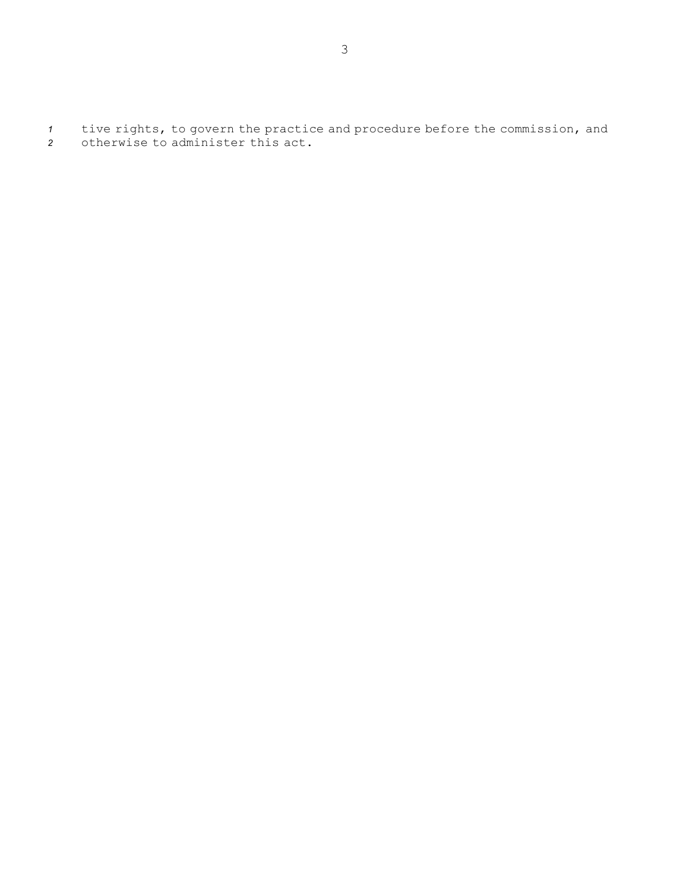tive rights, to govern the practice and procedure before the commission, and otherwise to administer this act.